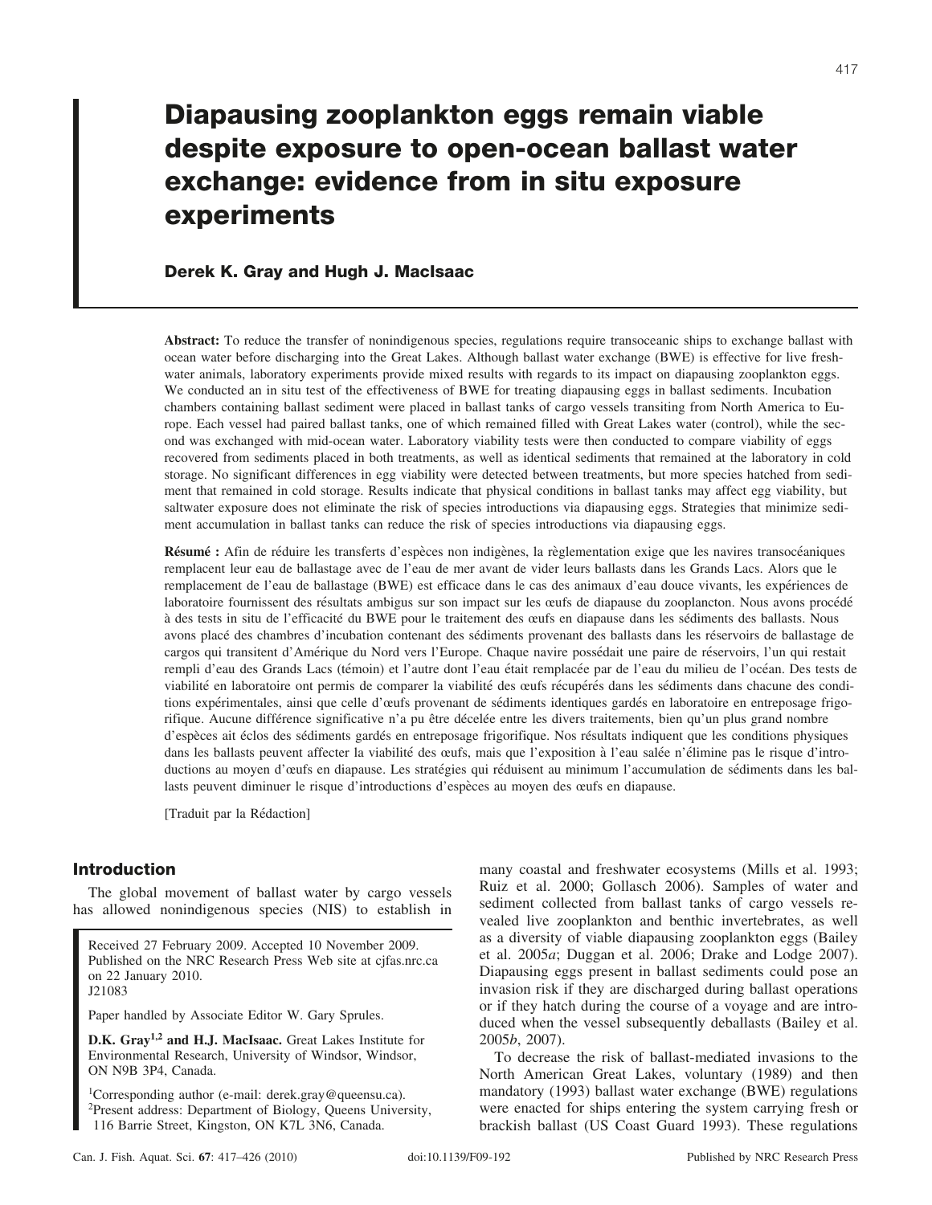# Diapausing zooplankton eggs remain viable despite exposure to open-ocean ballast water exchange: evidence from in situ exposure experiments

**Derek K. Gray and Hugh J. MacIsaac**

**Abstract:** To reduce the transfer of nonindigenous species, regulations require transoceanic ships to exchange ballast with ocean water before discharging into the Great Lakes. Although ballast water exchange (BWE) is effective for live freshwater animals, laboratory experiments provide mixed results with regards to its impact on diapausing zooplankton eggs. We conducted an in situ test of the effectiveness of BWE for treating diapausing eggs in ballast sediments. Incubation chambers containing ballast sediment were placed in ballast tanks of cargo vessels transiting from North America to Europe. Each vessel had paired ballast tanks, one of which remained filled with Great Lakes water (control), while the second was exchanged with mid-ocean water. Laboratory viability tests were then conducted to compare viability of eggs recovered from sediments placed in both treatments, as well as identical sediments that remained at the laboratory in cold storage. No significant differences in egg viability were detected between treatments, but more species hatched from sediment that remained in cold storage. Results indicate that physical conditions in ballast tanks may affect egg viability, but saltwater exposure does not eliminate the risk of species introductions via diapausing eggs. Strategies that minimize sediment accumulation in ballast tanks can reduce the risk of species introductions via diapausing eggs.

**Résumé :** Afin de réduire les transferts d'espèces non indigènes, la règlementation exige que les navires transocéaniques remplacent leur eau de ballastage avec de l'eau de mer avant de vider leurs ballasts dans les Grands Lacs. Alors que le remplacement de l'eau de ballastage (BWE) est efficace dans le cas des animaux d'eau douce vivants, les expériences de laboratoire fournissent des résultats ambigus sur son impact sur les œufs de diapause du zooplancton. Nous avons procédé à des tests in situ de l'efficacité du BWE pour le traitement des œufs en diapause dans les sédiments des ballasts. Nous avons placé des chambres d'incubation contenant des sédiments provenant des ballasts dans les réservoirs de ballastage de cargos qui transitent d'Amérique du Nord vers l'Europe. Chaque navire possédait une paire de réservoirs, l'un qui restait rempli d'eau des Grands Lacs (témoin) et l'autre dont l'eau était remplacée par de l'eau du milieu de l'océan. Des tests de viabilité en laboratoire ont permis de comparer la viabilité des œufs récupérés dans les sédiments dans chacune des conditions expérimentales, ainsi que celle d'œufs provenant de sédiments identiques gardés en laboratoire en entreposage frigorifique. Aucune différence significative n'a pu être décelée entre les divers traitements, bien qu'un plus grand nombre d'espèces ait éclos des sédiments gardés en entreposage frigorifique. Nos résultats indiquent que les conditions physiques dans les ballasts peuvent affecter la viabilité des œufs, mais que l'exposition à l'eau salée n'élimine pas le risque d'introductions au moyen d'œufs en diapause. Les stratégies qui réduisent au minimum l'accumulation de sédiments dans les ballasts peuvent diminuer le risque d'introductions d'espèces au moyen des œufs en diapause.

[Traduit par la Rédaction]

## Introduction

The global movement of ballast water by cargo vessels has allowed nonindigenous species (NIS) to establish in many coastal and freshwater ecosystems (Mills et al. 1993; Ruiz et al. 2000; Gollasch 2006). Samples of water and sediment collected from ballast tanks of cargo vessels revealed live zooplankton and benthic invertebrates, as well as a diversity of viable diapausing zooplankton eggs (Bailey et al. 2005*a*; Duggan et al. 2006; Drake and Lodge 2007). Diapausing eggs present in ballast sediments could pose an invasion risk if they are discharged during ballast operations or if they hatch during the course of a voyage and are introduced when the vessel subsequently deballasts (Bailey et al. 2005*b*, 2007).

To decrease the risk of ballast-mediated invasions to the North American Great Lakes, voluntary (1989) and then mandatory (1993) ballast water exchange (BWE) regulations were enacted for ships entering the system carrying fresh or brackish ballast (US Coast Guard 1993). These regulations

Received 27 February 2009. Accepted 10 November 2009. Published on the NRC Research Press Web site at cjfas.nrc.ca on 22 January 2010.
J21083

Paper handled by Associate Editor W. Gary Sprules.

**D.K. Gray[1,2] and H.J. MacIsaac.** Great Lakes Institute for Environmental Research, University of Windsor, Windsor, ON N9B 3P4, Canada.

[1]Corresponding author (e-mail: derek.gray@queensu.ca).
[2]Present address: Department of Biology, Queens University, 116 Barrie Street, Kingston, ON K7L 3N6, Canada.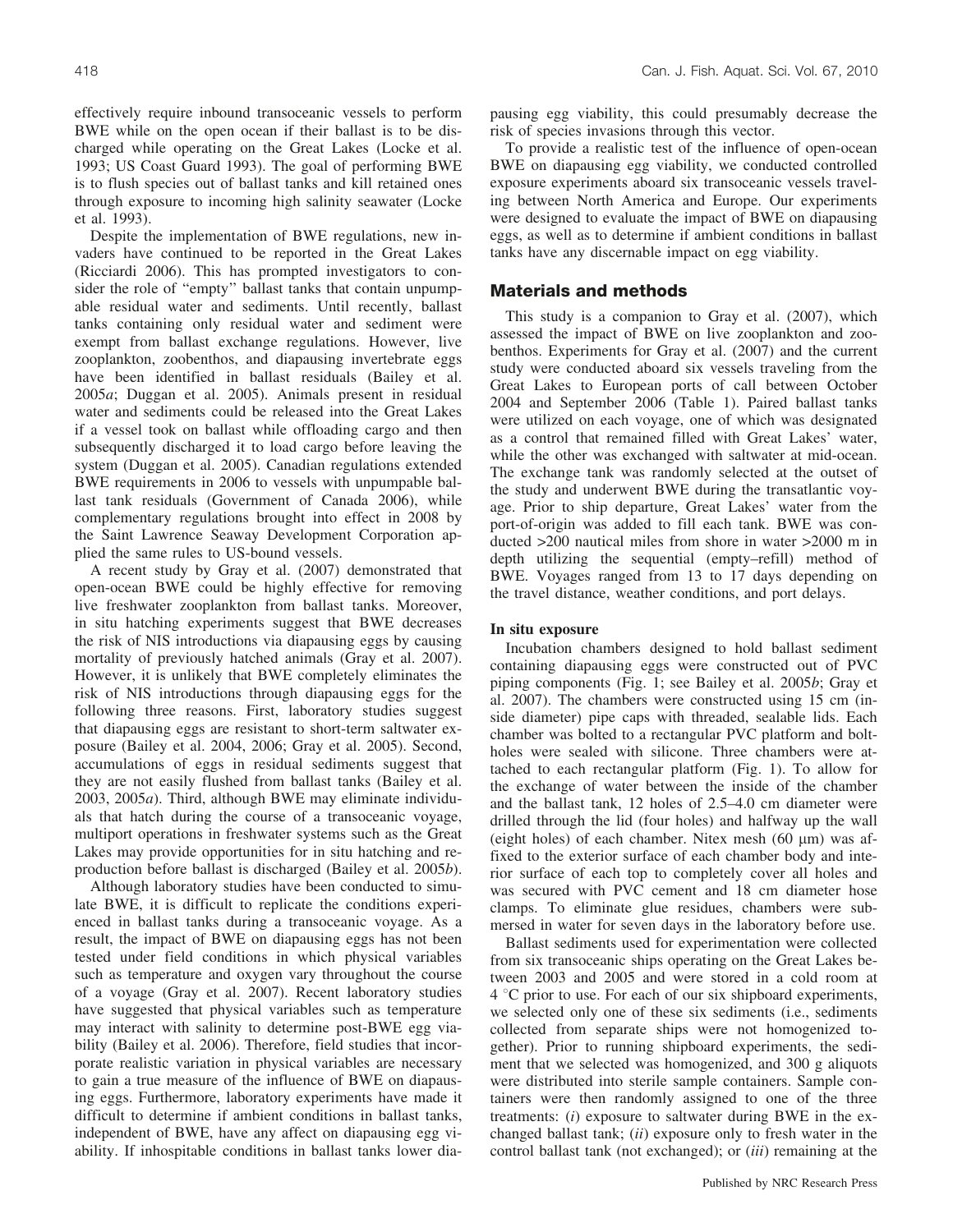effectively require inbound transoceanic vessels to perform BWE while on the open ocean if their ballast is to be discharged while operating on the Great Lakes (Locke et al. 1993; US Coast Guard 1993). The goal of performing BWE is to flush species out of ballast tanks and kill retained ones through exposure to incoming high salinity seawater (Locke et al. 1993).

Despite the implementation of BWE regulations, new invaders have continued to be reported in the Great Lakes (Ricciardi 2006). This has prompted investigators to consider the role of "empty" ballast tanks that contain unpumpable residual water and sediments. Until recently, ballast tanks containing only residual water and sediment were exempt from ballast exchange regulations. However, live zooplankton, zoobenthos, and diapausing invertebrate eggs have been identified in ballast residuals (Bailey et al. 2005*a*; Duggan et al. 2005). Animals present in residual water and sediments could be released into the Great Lakes if a vessel took on ballast while offloading cargo and then subsequently discharged it to load cargo before leaving the system (Duggan et al. 2005). Canadian regulations extended BWE requirements in 2006 to vessels with unpumpable ballast tank residuals (Government of Canada 2006), while complementary regulations brought into effect in 2008 by the Saint Lawrence Seaway Development Corporation applied the same rules to US-bound vessels.

A recent study by Gray et al. (2007) demonstrated that open-ocean BWE could be highly effective for removing live freshwater zooplankton from ballast tanks. Moreover, in situ hatching experiments suggest that BWE decreases the risk of NIS introductions via diapausing eggs by causing mortality of previously hatched animals (Gray et al. 2007). However, it is unlikely that BWE completely eliminates the risk of NIS introductions through diapausing eggs for the following three reasons. First, laboratory studies suggest that diapausing eggs are resistant to short-term saltwater exposure (Bailey et al. 2004, 2006; Gray et al. 2005). Second, accumulations of eggs in residual sediments suggest that they are not easily flushed from ballast tanks (Bailey et al. 2003, 2005*a*). Third, although BWE may eliminate individuals that hatch during the course of a transoceanic voyage, multiport operations in freshwater systems such as the Great Lakes may provide opportunities for in situ hatching and reproduction before ballast is discharged (Bailey et al. 2005*b*).

Although laboratory studies have been conducted to simulate BWE, it is difficult to replicate the conditions experienced in ballast tanks during a transoceanic voyage. As a result, the impact of BWE on diapausing eggs has not been tested under field conditions in which physical variables such as temperature and oxygen vary throughout the course of a voyage (Gray et al. 2007). Recent laboratory studies have suggested that physical variables such as temperature may interact with salinity to determine post-BWE egg viability (Bailey et al. 2006). Therefore, field studies that incorporate realistic variation in physical variables are necessary to gain a true measure of the influence of BWE on diapausing eggs. Furthermore, laboratory experiments have made it difficult to determine if ambient conditions in ballast tanks, independent of BWE, have any affect on diapausing egg viability. If inhospitable conditions in ballast tanks lower diapausing egg viability, this could presumably decrease the risk of species invasions through this vector.

To provide a realistic test of the influence of open-ocean BWE on diapausing egg viability, we conducted controlled exposure experiments aboard six transoceanic vessels traveling between North America and Europe. Our experiments were designed to evaluate the impact of BWE on diapausing eggs, as well as to determine if ambient conditions in ballast tanks have any discernable impact on egg viability.

## Materials and methods

This study is a companion to Gray et al. (2007), which assessed the impact of BWE on live zooplankton and zoobenthos. Experiments for Gray et al. (2007) and the current study were conducted aboard six vessels traveling from the Great Lakes to European ports of call between October 2004 and September 2006 (Table 1). Paired ballast tanks were utilized on each voyage, one of which was designated as a control that remained filled with Great Lakes' water, while the other was exchanged with saltwater at mid-ocean. The exchange tank was randomly selected at the outset of the study and underwent BWE during the transatlantic voyage. Prior to ship departure, Great Lakes' water from the port-of-origin was added to fill each tank. BWE was conducted >200 nautical miles from shore in water >2000 m in depth utilizing the sequential (empty–refill) method of BWE. Voyages ranged from 13 to 17 days depending on the travel distance, weather conditions, and port delays.

### In situ exposure

Incubation chambers designed to hold ballast sediment containing diapausing eggs were constructed out of PVC piping components (Fig. 1; see Bailey et al. 2005*b*; Gray et al. 2007). The chambers were constructed using 15 cm (inside diameter) pipe caps with threaded, sealable lids. Each chamber was bolted to a rectangular PVC platform and bolt-holes were sealed with silicone. Three chambers were attached to each rectangular platform (Fig. 1). To allow for the exchange of water between the inside of the chamber and the ballast tank, 12 holes of 2.5–4.0 cm diameter were drilled through the lid (four holes) and halfway up the wall (eight holes) of each chamber. Nitex mesh (60 μm) was affixed to the exterior surface of each chamber body and interior surface of each top to completely cover all holes and was secured with PVC cement and 18 cm diameter hose clamps. To eliminate glue residues, chambers were submersed in water for seven days in the laboratory before use.

Ballast sediments used for experimentation were collected from six transoceanic ships operating on the Great Lakes between 2003 and 2005 and were stored in a cold room at 4 °C prior to use. For each of our six shipboard experiments, we selected only one of these six sediments (i.e., sediments collected from separate ships were not homogenized together). Prior to running shipboard experiments, the sediment that we selected was homogenized, and 300 g aliquots were distributed into sterile sample containers. Sample containers were then randomly assigned to one of the three treatments: (*i*) exposure to saltwater during BWE in the exchanged ballast tank; (*ii*) exposure only to fresh water in the control ballast tank (not exchanged); or (*iii*) remaining at the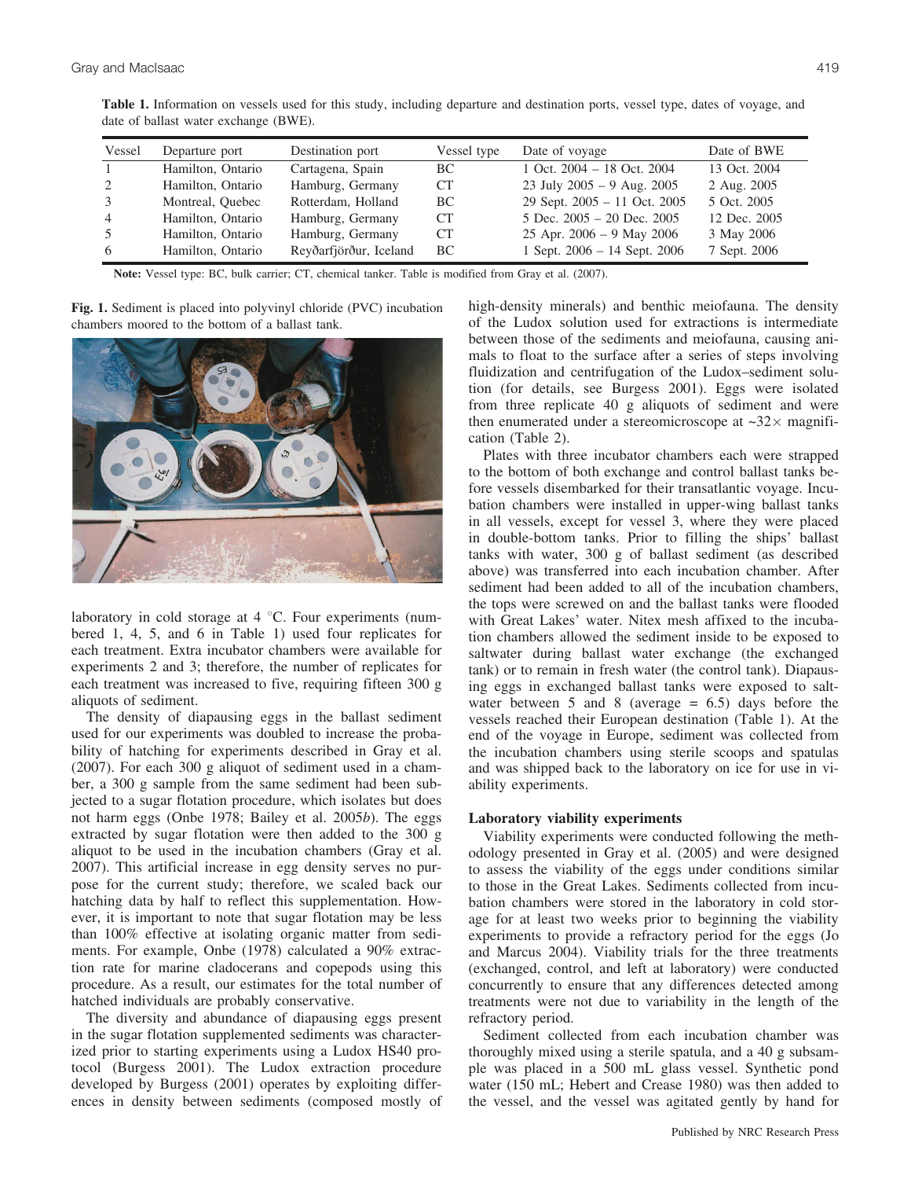**Table 1.** Information on vessels used for this study, including departure and destination ports, vessel type, dates of voyage, and date of ballast water exchange (BWE).

| Vessel | Departure port | Destination port | Vessel type | Date of voyage | Date of BWE |
|---|---|---|---|---|---|
| 1 | Hamilton, Ontario | Cartagena, Spain | BC | 1 Oct. 2004 – 18 Oct. 2004 | 13 Oct. 2004 |
| 2 | Hamilton, Ontario | Hamburg, Germany | CT | 23 July 2005 – 9 Aug. 2005 | 2 Aug. 2005 |
| 3 | Montreal, Quebec | Rotterdam, Holland | BC | 29 Sept. 2005 – 11 Oct. 2005 | 5 Oct. 2005 |
| 4 | Hamilton, Ontario | Hamburg, Germany | CT | 5 Dec. 2005 – 20 Dec. 2005 | 12 Dec. 2005 |
| 5 | Hamilton, Ontario | Hamburg, Germany | CT | 25 Apr. 2006 – 9 May 2006 | 3 May 2006 |
| 6 | Hamilton, Ontario | Reyðarfjörður, Iceland | BC | 1 Sept. 2006 – 14 Sept. 2006 | 7 Sept. 2006 |

**Note:** Vessel type: BC, bulk carrier; CT, chemical tanker. Table is modified from Gray et al. (2007).

**Fig. 1.** Sediment is placed into polyvinyl chloride (PVC) incubation chambers moored to the bottom of a ballast tank.

laboratory in cold storage at 4 °C. Four experiments (numbered 1, 4, 5, and 6 in Table 1) used four replicates for each treatment. Extra incubator chambers were available for experiments 2 and 3; therefore, the number of replicates for each treatment was increased to five, requiring fifteen 300 g aliquots of sediment.

The density of diapausing eggs in the ballast sediment used for our experiments was doubled to increase the probability of hatching for experiments described in Gray et al. (2007). For each 300 g aliquot of sediment used in a chamber, a 300 g sample from the same sediment had been subjected to a sugar flotation procedure, which isolates but does not harm eggs (Onbe 1978; Bailey et al. 2005*b*). The eggs extracted by sugar flotation were then added to the 300 g aliquot to be used in the incubation chambers (Gray et al. 2007). This artificial increase in egg density serves no purpose for the current study; therefore, we scaled back our hatching data by half to reflect this supplementation. However, it is important to note that sugar flotation may be less than 100% effective at isolating organic matter from sediments. For example, Onbe (1978) calculated a 90% extraction rate for marine cladocerans and copepods using this procedure. As a result, our estimates for the total number of hatched individuals are probably conservative.

The diversity and abundance of diapausing eggs present in the sugar flotation supplemented sediments was characterized prior to starting experiments using a Ludox HS40 protocol (Burgess 2001). The Ludox extraction procedure developed by Burgess (2001) operates by exploiting differences in density between sediments (composed mostly of high-density minerals) and benthic meiofauna. The density of the Ludox solution used for extractions is intermediate between those of the sediments and meiofauna, causing animals to float to the surface after a series of steps involving fluidization and centrifugation of the Ludox–sediment solution (for details, see Burgess 2001). Eggs were isolated from three replicate 40 g aliquots of sediment and were then enumerated under a stereomicroscope at ~32× magnification (Table 2).

Plates with three incubator chambers each were strapped to the bottom of both exchange and control ballast tanks before vessels disembarked for their transatlantic voyage. Incubation chambers were installed in upper-wing ballast tanks in all vessels, except for vessel 3, where they were placed in double-bottom tanks. Prior to filling the ships' ballast tanks with water, 300 g of ballast sediment (as described above) was transferred into each incubation chamber. After sediment had been added to all of the incubation chambers, the tops were screwed on and the ballast tanks were flooded with Great Lakes' water. Nitex mesh affixed to the incubation chambers allowed the sediment inside to be exposed to saltwater during ballast water exchange (the exchanged tank) or to remain in fresh water (the control tank). Diapausing eggs in exchanged ballast tanks were exposed to saltwater between 5 and 8 (average = 6.5) days before the vessels reached their European destination (Table 1). At the end of the voyage in Europe, sediment was collected from the incubation chambers using sterile scoops and spatulas and was shipped back to the laboratory on ice for use in viability experiments.

### Laboratory viability experiments

Viability experiments were conducted following the methodology presented in Gray et al. (2005) and were designed to assess the viability of the eggs under conditions similar to those in the Great Lakes. Sediments collected from incubation chambers were stored in the laboratory in cold storage for at least two weeks prior to beginning the viability experiments to provide a refractory period for the eggs (Jo and Marcus 2004). Viability trials for the three treatments (exchanged, control, and left at laboratory) were conducted concurrently to ensure that any differences detected among treatments were not due to variability in the length of the refractory period.

Sediment collected from each incubation chamber was thoroughly mixed using a sterile spatula, and a 40 g subsample was placed in a 500 mL glass vessel. Synthetic pond water (150 mL; Hebert and Crease 1980) was then added to the vessel, and the vessel was agitated gently by hand for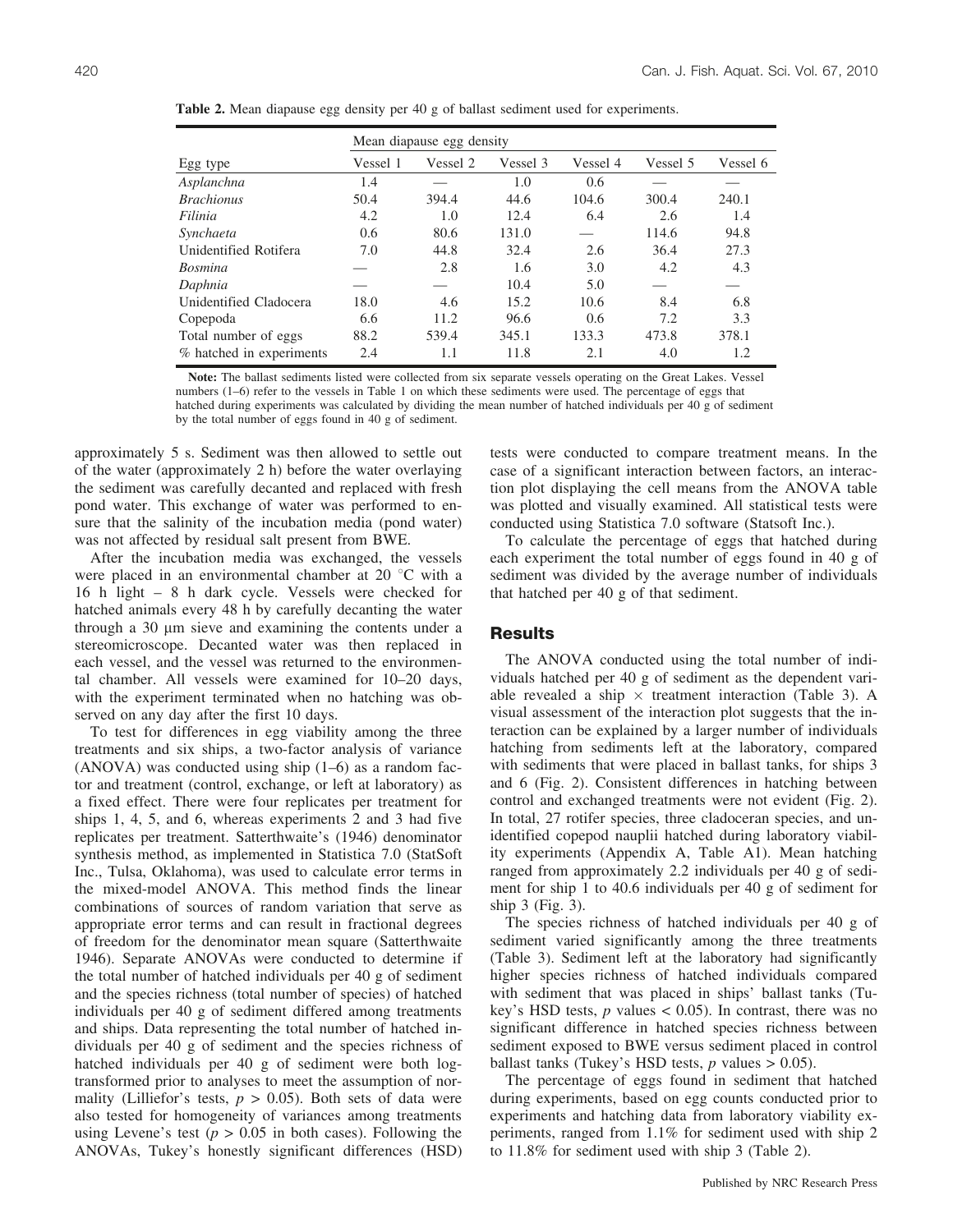**Table 2.** Mean diapause egg density per 40 g of ballast sediment used for experiments.

| Egg type | Mean diapause egg density | | | | | |
|---|---|---|---|---|---|---|
| | Vessel 1 | Vessel 2 | Vessel 3 | Vessel 4 | Vessel 5 | Vessel 6 |
| *Asplanchna* | 1.4 | — | 1.0 | 0.6 | — | — |
| *Brachionus* | 50.4 | 394.4 | 44.6 | 104.6 | 300.4 | 240.1 |
| *Filinia* | 4.2 | 1.0 | 12.4 | 6.4 | 2.6 | 1.4 |
| *Synchaeta* | 0.6 | 80.6 | 131.0 | — | 114.6 | 94.8 |
| Unidentified Rotifera | 7.0 | 44.8 | 32.4 | 2.6 | 36.4 | 27.3 |
| *Bosmina* | — | 2.8 | 1.6 | 3.0 | 4.2 | 4.3 |
| *Daphnia* | — | — | 10.4 | 5.0 | — | — |
| Unidentified Cladocera | 18.0 | 4.6 | 15.2 | 10.6 | 8.4 | 6.8 |
| Copepoda | 6.6 | 11.2 | 96.6 | 0.6 | 7.2 | 3.3 |
| Total number of eggs | 88.2 | 539.4 | 345.1 | 133.3 | 473.8 | 378.1 |
| % hatched in experiments | 2.4 | 1.1 | 11.8 | 2.1 | 4.0 | 1.2 |

**Note:** The ballast sediments listed were collected from six separate vessels operating on the Great Lakes. Vessel numbers (1–6) refer to the vessels in Table 1 on which these sediments were used. The percentage of eggs that hatched during experiments was calculated by dividing the mean number of hatched individuals per 40 g of sediment by the total number of eggs found in 40 g of sediment.

approximately 5 s. Sediment was then allowed to settle out of the water (approximately 2 h) before the water overlaying the sediment was carefully decanted and replaced with fresh pond water. This exchange of water was performed to ensure that the salinity of the incubation media (pond water) was not affected by residual salt present from BWE.

After the incubation media was exchanged, the vessels were placed in an environmental chamber at 20 °C with a 16 h light – 8 h dark cycle. Vessels were checked for hatched animals every 48 h by carefully decanting the water through a 30 μm sieve and examining the contents under a stereomicroscope. Decanted water was then replaced in each vessel, and the vessel was returned to the environmental chamber. All vessels were examined for 10–20 days, with the experiment terminated when no hatching was observed on any day after the first 10 days.

To test for differences in egg viability among the three treatments and six ships, a two-factor analysis of variance (ANOVA) was conducted using ship (1–6) as a random factor and treatment (control, exchange, or left at laboratory) as a fixed effect. There were four replicates per treatment for ships 1, 4, 5, and 6, whereas experiments 2 and 3 had five replicates per treatment. Satterthwaite's (1946) denominator synthesis method, as implemented in Statistica 7.0 (StatSoft Inc., Tulsa, Oklahoma), was used to calculate error terms in the mixed-model ANOVA. This method finds the linear combinations of sources of random variation that serve as appropriate error terms and can result in fractional degrees of freedom for the denominator mean square (Satterthwaite 1946). Separate ANOVAs were conducted to determine if the total number of hatched individuals per 40 g of sediment and the species richness (total number of species) of hatched individuals per 40 g of sediment differed among treatments and ships. Data representing the total number of hatched individuals per 40 g of sediment and the species richness of hatched individuals per 40 g of sediment were both log-transformed prior to analyses to meet the assumption of normality (Lilliefor's tests, $p > 0.05$). Both sets of data were also tested for homogeneity of variances among treatments using Levene's test ($p > 0.05$ in both cases). Following the ANOVAs, Tukey's honestly significant differences (HSD) tests were conducted to compare treatment means. In the case of a significant interaction between factors, an interaction plot displaying the cell means from the ANOVA table was plotted and visually examined. All statistical tests were conducted using Statistica 7.0 software (Statsoft Inc.).

To calculate the percentage of eggs that hatched during each experiment the total number of eggs found in 40 g of sediment was divided by the average number of individuals that hatched per 40 g of that sediment.

## Results

The ANOVA conducted using the total number of individuals hatched per 40 g of sediment as the dependent variable revealed a ship × treatment interaction (Table 3). A visual assessment of the interaction plot suggests that the interaction can be explained by a larger number of individuals hatching from sediments left at the laboratory, compared with sediments that were placed in ballast tanks, for ships 3 and 6 (Fig. 2). Consistent differences in hatching between control and exchanged treatments were not evident (Fig. 2). In total, 27 rotifer species, three cladoceran species, and unidentified copepod nauplii hatched during laboratory viability experiments (Appendix A, Table A1). Mean hatching ranged from approximately 2.2 individuals per 40 g of sediment for ship 1 to 40.6 individuals per 40 g of sediment for ship 3 (Fig. 3).

The species richness of hatched individuals per 40 g of sediment varied significantly among the three treatments (Table 3). Sediment left at the laboratory had significantly higher species richness of hatched individuals compared with sediment that was placed in ships' ballast tanks (Tukey's HSD tests, $p$ values < 0.05). In contrast, there was no significant difference in hatched species richness between sediment exposed to BWE versus sediment placed in control ballast tanks (Tukey's HSD tests, $p$ values > 0.05).

The percentage of eggs found in sediment that hatched during experiments, based on egg counts conducted prior to experiments and hatching data from laboratory viability experiments, ranged from 1.1% for sediment used with ship 2 to 11.8% for sediment used with ship 3 (Table 2).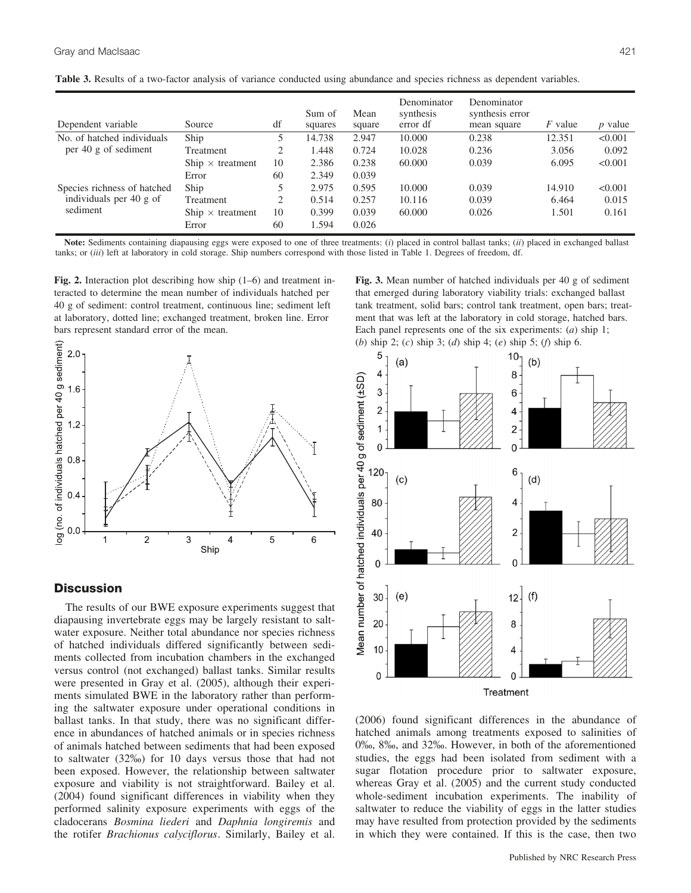**Table 3.** Results of a two-factor analysis of variance conducted using abundance and species richness as dependent variables.

| Dependent variable | Source | df | Sum of squares | Mean square | Denominator synthesis error df | Denominator synthesis error mean square | $F$ value | $p$ value |
|---|---|---|---|---|---|---|---|---|
| No. of hatched individuals per 40 g of sediment | Ship | 5 | 14.738 | 2.947 | 10.000 | 0.238 | 12.351 | <0.001 |
| | Treatment | 2 | 1.448 | 0.724 | 10.028 | 0.236 | 3.056 | 0.092 |
| | Ship × treatment | 10 | 2.386 | 0.238 | 60.000 | 0.039 | 6.095 | <0.001 |
| | Error | 60 | 2.349 | 0.039 | | | | |
| Species richness of hatched individuals per 40 g of sediment | Ship | 5 | 2.975 | 0.595 | 10.000 | 0.039 | 14.910 | <0.001 |
| | Treatment | 2 | 0.514 | 0.257 | 10.116 | 0.039 | 6.464 | 0.015 |
| | Ship × treatment | 10 | 0.399 | 0.039 | 60.000 | 0.026 | 1.501 | 0.161 |
| | Error | 60 | 1.594 | 0.026 | | | | |

**Note:** Sediments containing diapausing eggs were exposed to one of three treatments: (*i*) placed in control ballast tanks; (*ii*) placed in exchanged ballast tanks; or (*iii*) left at laboratory in cold storage. Ship numbers correspond with those listed in Table 1. Degrees of freedom, df.

**Fig. 2.** Interaction plot describing how ship (1–6) and treatment interacted to determine the mean number of individuals hatched per 40 g of sediment: control treatment, continuous line; sediment left at laboratory, dotted line; exchanged treatment, broken line. Error bars represent standard error of the mean.

**Fig. 3.** Mean number of hatched individuals per 40 g of sediment that emerged during laboratory viability trials: exchanged ballast tank treatment, solid bars; control tank treatment, open bars; treatment that was left at the laboratory in cold storage, hatched bars. Each panel represents one of the six experiments: (*a*) ship 1; (*b*) ship 2; (*c*) ship 3; (*d*) ship 4; (*e*) ship 5; (*f*) ship 6.

## Discussion

The results of our BWE exposure experiments suggest that diapausing invertebrate eggs may be largely resistant to saltwater exposure. Neither total abundance nor species richness of hatched individuals differed significantly between sediments collected from incubation chambers in the exchanged versus control (not exchanged) ballast tanks. Similar results were presented in Gray et al. (2005), although their experiments simulated BWE in the laboratory rather than performing the saltwater exposure under operational conditions in ballast tanks. In that study, there was no significant difference in abundances of hatched animals or in species richness of animals hatched between sediments that had been exposed to saltwater (32‰) for 10 days versus those that had not been exposed. However, the relationship between saltwater exposure and viability is not straightforward. Bailey et al. (2004) found significant differences in viability when they performed salinity exposure experiments with eggs of the cladocerans *Bosmina liederi* and *Daphnia longiremis* and the rotifer *Brachionus calyciflorus*. Similarly, Bailey et al. (2006) found significant differences in the abundance of hatched animals among treatments exposed to salinities of 0‰, 8‰, and 32‰. However, in both of the aforementioned studies, the eggs had been isolated from sediment with a sugar flotation procedure prior to saltwater exposure, whereas Gray et al. (2005) and the current study conducted whole-sediment incubation experiments. The inability of saltwater to reduce the viability of eggs in the latter studies may have resulted from protection provided by the sediments in which they were contained. If this is the case, then two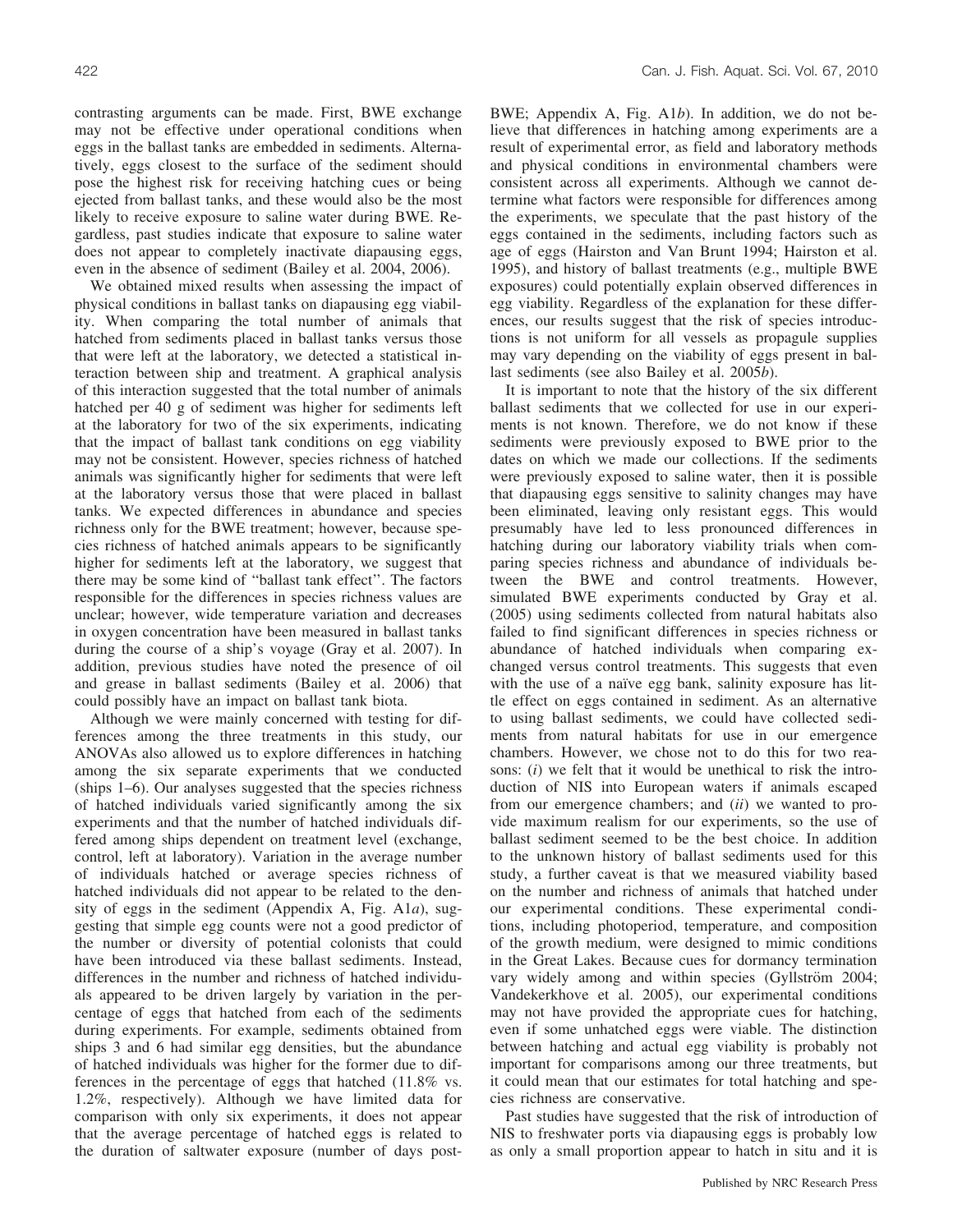contrasting arguments can be made. First, BWE exchange may not be effective under operational conditions when eggs in the ballast tanks are embedded in sediments. Alternatively, eggs closest to the surface of the sediment should pose the highest risk for receiving hatching cues or being ejected from ballast tanks, and these would also be the most likely to receive exposure to saline water during BWE. Regardless, past studies indicate that exposure to saline water does not appear to completely inactivate diapausing eggs, even in the absence of sediment (Bailey et al. 2004, 2006).

We obtained mixed results when assessing the impact of physical conditions in ballast tanks on diapausing egg viability. When comparing the total number of animals that hatched from sediments placed in ballast tanks versus those that were left at the laboratory, we detected a statistical interaction between ship and treatment. A graphical analysis of this interaction suggested that the total number of animals hatched per 40 g of sediment was higher for sediments left at the laboratory for two of the six experiments, indicating that the impact of ballast tank conditions on egg viability may not be consistent. However, species richness of hatched animals was significantly higher for sediments that were left at the laboratory versus those that were placed in ballast tanks. We expected differences in abundance and species richness only for the BWE treatment; however, because species richness of hatched animals appears to be significantly higher for sediments left at the laboratory, we suggest that there may be some kind of ''ballast tank effect''. The factors responsible for the differences in species richness values are unclear; however, wide temperature variation and decreases in oxygen concentration have been measured in ballast tanks during the course of a ship's voyage (Gray et al. 2007). In addition, previous studies have noted the presence of oil and grease in ballast sediments (Bailey et al. 2006) that could possibly have an impact on ballast tank biota.

Although we were mainly concerned with testing for differences among the three treatments in this study, our ANOVAs also allowed us to explore differences in hatching among the six separate experiments that we conducted (ships 1–6). Our analyses suggested that the species richness of hatched individuals varied significantly among the six experiments and that the number of hatched individuals differed among ships dependent on treatment level (exchange, control, left at laboratory). Variation in the average number of individuals hatched or average species richness of hatched individuals did not appear to be related to the density of eggs in the sediment (Appendix A, Fig. A1*a*), suggesting that simple egg counts were not a good predictor of the number or diversity of potential colonists that could have been introduced via these ballast sediments. Instead, differences in the number and richness of hatched individuals appeared to be driven largely by variation in the percentage of eggs that hatched from each of the sediments during experiments. For example, sediments obtained from ships 3 and 6 had similar egg densities, but the abundance of hatched individuals was higher for the former due to differences in the percentage of eggs that hatched (11.8% vs. 1.2%, respectively). Although we have limited data for comparison with only six experiments, it does not appear that the average percentage of hatched eggs is related to the duration of saltwater exposure (number of days post-BWE; Appendix A, Fig. A1*b*). In addition, we do not believe that differences in hatching among experiments are a result of experimental error, as field and laboratory methods and physical conditions in environmental chambers were consistent across all experiments. Although we cannot determine what factors were responsible for differences among the experiments, we speculate that the past history of the eggs contained in the sediments, including factors such as age of eggs (Hairston and Van Brunt 1994; Hairston et al. 1995), and history of ballast treatments (e.g., multiple BWE exposures) could potentially explain observed differences in egg viability. Regardless of the explanation for these differences, our results suggest that the risk of species introductions is not uniform for all vessels as propagule supplies may vary depending on the viability of eggs present in ballast sediments (see also Bailey et al. 2005*b*).

It is important to note that the history of the six different ballast sediments that we collected for use in our experiments is not known. Therefore, we do not know if these sediments were previously exposed to BWE prior to the dates on which we made our collections. If the sediments were previously exposed to saline water, then it is possible that diapausing eggs sensitive to salinity changes may have been eliminated, leaving only resistant eggs. This would presumably have led to less pronounced differences in hatching during our laboratory viability trials when comparing species richness and abundance of individuals between the BWE and control treatments. However, simulated BWE experiments conducted by Gray et al. (2005) using sediments collected from natural habitats also failed to find significant differences in species richness or abundance of hatched individuals when comparing exchanged versus control treatments. This suggests that even with the use of a naïve egg bank, salinity exposure has little effect on eggs contained in sediment. As an alternative to using ballast sediments, we could have collected sediments from natural habitats for use in our emergence chambers. However, we chose not to do this for two reasons: (*i*) we felt that it would be unethical to risk the introduction of NIS into European waters if animals escaped from our emergence chambers; and (*ii*) we wanted to provide maximum realism for our experiments, so the use of ballast sediment seemed to be the best choice. In addition to the unknown history of ballast sediments used for this study, a further caveat is that we measured viability based on the number and richness of animals that hatched under our experimental conditions. These experimental conditions, including photoperiod, temperature, and composition of the growth medium, were designed to mimic conditions in the Great Lakes. Because cues for dormancy termination vary widely among and within species (Gyllström 2004; Vandekerkhove et al. 2005), our experimental conditions may not have provided the appropriate cues for hatching, even if some unhatched eggs were viable. The distinction between hatching and actual egg viability is probably not important for comparisons among our three treatments, but it could mean that our estimates for total hatching and species richness are conservative.

Past studies have suggested that the risk of introduction of NIS to freshwater ports via diapausing eggs is probably low as only a small proportion appear to hatch in situ and it is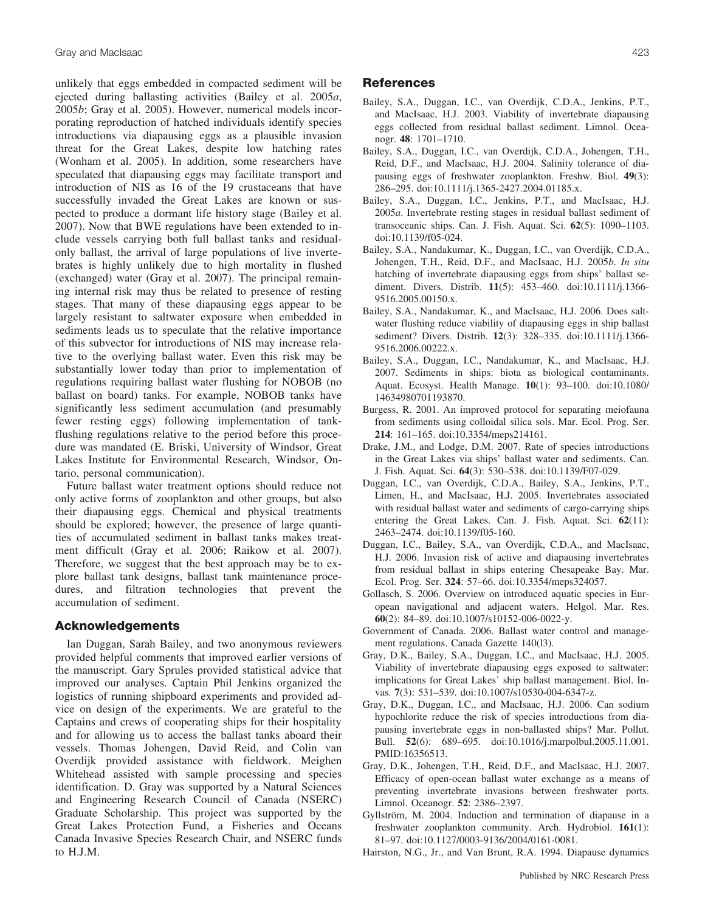unlikely that eggs embedded in compacted sediment will be ejected during ballasting activities (Bailey et al. 2005*a*, 2005*b*; Gray et al. 2005). However, numerical models incorporating reproduction of hatched individuals identify species introductions via diapausing eggs as a plausible invasion threat for the Great Lakes, despite low hatching rates (Wonham et al. 2005). In addition, some researchers have speculated that diapausing eggs may facilitate transport and introduction of NIS as 16 of the 19 crustaceans that have successfully invaded the Great Lakes are known or suspected to produce a dormant life history stage (Bailey et al. 2007). Now that BWE regulations have been extended to include vessels carrying both full ballast tanks and residual-only ballast, the arrival of large populations of live invertebrates is highly unlikely due to high mortality in flushed (exchanged) water (Gray et al. 2007). The principal remaining internal risk may thus be related to presence of resting stages. That many of these diapausing eggs appear to be largely resistant to saltwater exposure when embedded in sediments leads us to speculate that the relative importance of this subvector for introductions of NIS may increase relative to the overlying ballast water. Even this risk may be substantially lower today than prior to implementation of regulations requiring ballast water flushing for NOBOB (no ballast on board) tanks. For example, NOBOB tanks have significantly less sediment accumulation (and presumably fewer resting eggs) following implementation of tank-flushing regulations relative to the period before this procedure was mandated (E. Briski, University of Windsor, Great Lakes Institute for Environmental Research, Windsor, Ontario, personal communication).

Future ballast water treatment options should reduce not only active forms of zooplankton and other groups, but also their diapausing eggs. Chemical and physical treatments should be explored; however, the presence of large quantities of accumulated sediment in ballast tanks makes treatment difficult (Gray et al. 2006; Raikow et al. 2007). Therefore, we suggest that the best approach may be to explore ballast tank designs, ballast tank maintenance procedures, and filtration technologies that prevent the accumulation of sediment.

## Acknowledgements

Ian Duggan, Sarah Bailey, and two anonymous reviewers provided helpful comments that improved earlier versions of the manuscript. Gary Sprules provided statistical advice that improved our analyses. Captain Phil Jenkins organized the logistics of running shipboard experiments and provided advice on design of the experiments. We are grateful to the Captains and crews of cooperating ships for their hospitality and for allowing us to access the ballast tanks aboard their vessels. Thomas Johengen, David Reid, and Colin van Overdijk provided assistance with fieldwork. Meighen Whitehead assisted with sample processing and species identification. D. Gray was supported by a Natural Sciences and Engineering Research Council of Canada (NSERC) Graduate Scholarship. This project was supported by the Great Lakes Protection Fund, a Fisheries and Oceans Canada Invasive Species Research Chair, and NSERC funds to H.J.M.

## References

Bailey, S.A., Duggan, I.C., van Overdijk, C.D.A., Jenkins, P.T., and MacIsaac, H.J. 2003. Viability of invertebrate diapausing eggs collected from residual ballast sediment. Limnol. Oceanogr. **48**: 1701–1710.

Bailey, S.A., Duggan, I.C., van Overdijk, C.D.A., Johengen, T.H., Reid, D.F., and MacIsaac, H.J. 2004. Salinity tolerance of diapausing eggs of freshwater zooplankton. Freshw. Biol. **49**(3): 286–295. doi:10.1111/j.1365-2427.2004.01185.x.

Bailey, S.A., Duggan, I.C., Jenkins, P.T., and MacIsaac, H.J. 2005*a*. Invertebrate resting stages in residual ballast sediment of transoceanic ships. Can. J. Fish. Aquat. Sci. **62**(5): 1090–1103. doi:10.1139/f05-024.

Bailey, S.A., Nandakumar, K., Duggan, I.C., van Overdijk, C.D.A., Johengen, T.H., Reid, D.F., and MacIsaac, H.J. 2005*b*. *In situ* hatching of invertebrate diapausing eggs from ships' ballast sediment. Divers. Distrib. **11**(5): 453–460. doi:10.1111/j.1366-9516.2005.00150.x.

Bailey, S.A., Nandakumar, K., and MacIsaac, H.J. 2006. Does saltwater flushing reduce viability of diapausing eggs in ship ballast sediment? Divers. Distrib. **12**(3): 328–335. doi:10.1111/j.1366-9516.2006.00222.x.

Bailey, S.A., Duggan, I.C., Nandakumar, K., and MacIsaac, H.J. 2007. Sediments in ships: biota as biological contaminants. Aquat. Ecosyst. Health Manage. **10**(1): 93–100. doi:10.1080/14634980701193870.

Burgess, R. 2001. An improved protocol for separating meiofauna from sediments using colloidal silica sols. Mar. Ecol. Prog. Ser. **214**: 161–165. doi:10.3354/meps214161.

Drake, J.M., and Lodge, D.M. 2007. Rate of species introductions in the Great Lakes via ships' ballast water and sediments. Can. J. Fish. Aquat. Sci. **64**(3): 530–538. doi:10.1139/F07-029.

Duggan, I.C., van Overdijk, C.D.A., Bailey, S.A., Jenkins, P.T., Limen, H., and MacIsaac, H.J. 2005. Invertebrates associated with residual ballast water and sediments of cargo-carrying ships entering the Great Lakes. Can. J. Fish. Aquat. Sci. **62**(11): 2463–2474. doi:10.1139/f05-160.

Duggan, I.C., Bailey, S.A., van Overdijk, C.D.A., and MacIsaac, H.J. 2006. Invasion risk of active and diapausing invertebrates from residual ballast in ships entering Chesapeake Bay. Mar. Ecol. Prog. Ser. **324**: 57–66. doi:10.3354/meps324057.

Gollasch, S. 2006. Overview on introduced aquatic species in European navigational and adjacent waters. Helgol. Mar. Res. **60**(2): 84–89. doi:10.1007/s10152-006-0022-y.

Government of Canada. 2006. Ballast water control and management regulations. Canada Gazette 140(l3).

Gray, D.K., Bailey, S.A., Duggan, I.C., and MacIsaac, H.J. 2005. Viability of invertebrate diapausing eggs exposed to saltwater: implications for Great Lakes' ship ballast management. Biol. Invas. **7**(3): 531–539. doi:10.1007/s10530-004-6347-z.

Gray, D.K., Duggan, I.C., and MacIsaac, H.J. 2006. Can sodium hypochlorite reduce the risk of species introductions from diapausing invertebrate eggs in non-ballasted ships? Mar. Pollut. Bull. **52**(6): 689–695. doi:10.1016/j.marpolbul.2005.11.001. PMID:16356513.

Gray, D.K., Johengen, T.H., Reid, D.F., and MacIsaac, H.J. 2007. Efficacy of open-ocean ballast water exchange as a means of preventing invertebrate invasions between freshwater ports. Limnol. Oceanogr. **52**: 2386–2397.

Gyllström, M. 2004. Induction and termination of diapause in a freshwater zooplankton community. Arch. Hydrobiol. **161**(1): 81–97. doi:10.1127/0003-9136/2004/0161-0081.

Hairston, N.G., Jr., and Van Brunt, R.A. 1994. Diapause dynamics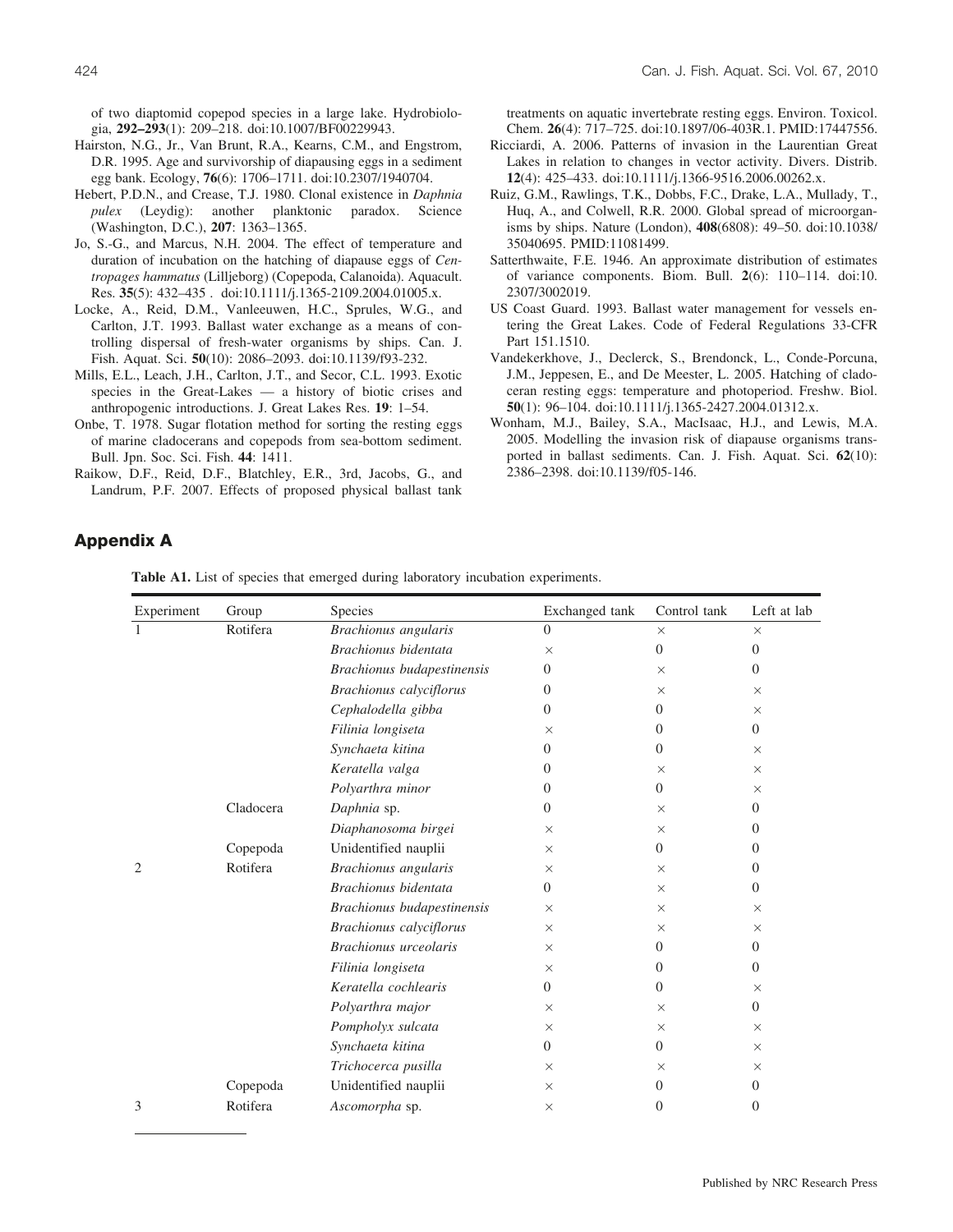of two diaptomid copepod species in a large lake. Hydrobiologia, **292–293**(1): 209–218. doi:10.1007/BF00229943.

Hairston, N.G., Jr., Van Brunt, R.A., Kearns, C.M., and Engstrom, D.R. 1995. Age and survivorship of diapausing eggs in a sediment egg bank. Ecology, **76**(6): 1706–1711. doi:10.2307/1940704.

Hebert, P.D.N., and Crease, T.J. 1980. Clonal existence in *Daphnia pulex* (Leydig): another planktonic paradox. Science (Washington, D.C.), **207**: 1363–1365.

Jo, S.-G., and Marcus, N.H. 2004. The effect of temperature and duration of incubation on the hatching of diapause eggs of *Centropages hammatus* (Lilljeborg) (Copepoda, Calanoida). Aquacult. Res. **35**(5): 432–435 . doi:10.1111/j.1365-2109.2004.01005.x.

Locke, A., Reid, D.M., Vanleeuwen, H.C., Sprules, W.G., and Carlton, J.T. 1993. Ballast water exchange as a means of controlling dispersal of fresh-water organisms by ships. Can. J. Fish. Aquat. Sci. **50**(10): 2086–2093. doi:10.1139/f93-232.

Mills, E.L., Leach, J.H., Carlton, J.T., and Secor, C.L. 1993. Exotic species in the Great-Lakes — a history of biotic crises and anthropogenic introductions. J. Great Lakes Res. **19**: 1–54.

Onbe, T. 1978. Sugar flotation method for sorting the resting eggs of marine cladocerans and copepods from sea-bottom sediment. Bull. Jpn. Soc. Sci. Fish. **44**: 1411.

Raikow, D.F., Reid, D.F., Blatchley, E.R., 3rd, Jacobs, G., and Landrum, P.F. 2007. Effects of proposed physical ballast tank treatments on aquatic invertebrate resting eggs. Environ. Toxicol. Chem. **26**(4): 717–725. doi:10.1897/06-403R.1. PMID:17447556.

Ricciardi, A. 2006. Patterns of invasion in the Laurentian Great Lakes in relation to changes in vector activity. Divers. Distrib. **12**(4): 425–433. doi:10.1111/j.1366-9516.2006.00262.x.

Ruiz, G.M., Rawlings, T.K., Dobbs, F.C., Drake, L.A., Mullady, T., Huq, A., and Colwell, R.R. 2000. Global spread of microorganisms by ships. Nature (London), **408**(6808): 49–50. doi:10.1038/35040695. PMID:11081499.

Satterthwaite, F.E. 1946. An approximate distribution of estimates of variance components. Biom. Bull. **2**(6): 110–114. doi:10.2307/3002019.

US Coast Guard. 1993. Ballast water management for vessels entering the Great Lakes. Code of Federal Regulations 33-CFR Part 151.1510.

Vandekerkhove, J., Declerck, S., Brendonck, L., Conde-Porcuna, J.M., Jeppesen, E., and De Meester, L. 2005. Hatching of cladoceran resting eggs: temperature and photoperiod. Freshw. Biol. **50**(1): 96–104. doi:10.1111/j.1365-2427.2004.01312.x.

Wonham, M.J., Bailey, S.A., MacIsaac, H.J., and Lewis, M.A. 2005. Modelling the invasion risk of diapause organisms transported in ballast sediments. Can. J. Fish. Aquat. Sci. **62**(10): 2386–2398. doi:10.1139/f05-146.

## Appendix A

**Table A1.** List of species that emerged during laboratory incubation experiments.

| Experiment | Group | Species | Exchanged tank | Control tank | Left at lab |
|---|---|---|---|---|---|
| 1 | Rotifera | *Brachionus angularis* | 0 | × | × |
| | | *Brachionus bidentata* | × | 0 | 0 |
| | | *Brachionus budapestinensis* | 0 | × | 0 |
| | | *Brachionus calyciflorus* | 0 | × | × |
| | | *Cephalodella gibba* | 0 | 0 | × |
| | | *Filinia longiseta* | × | 0 | 0 |
| | | *Synchaeta kitina* | 0 | 0 | × |
| | | *Keratella valga* | 0 | × | × |
| | | *Polyarthra minor* | 0 | 0 | × |
| | Cladocera | *Daphnia* sp. | 0 | × | 0 |
| | | *Diaphanosoma birgei* | × | × | 0 |
| | Copepoda | Unidentified nauplii | × | 0 | 0 |
| 2 | Rotifera | *Brachionus angularis* | × | × | 0 |
| | | *Brachionus bidentata* | 0 | × | 0 |
| | | *Brachionus budapestinensis* | × | × | × |
| | | *Brachionus calyciflorus* | × | × | × |
| | | *Brachionus urceolaris* | × | 0 | 0 |
| | | *Filinia longiseta* | × | 0 | 0 |
| | | *Keratella cochlearis* | 0 | 0 | × |
| | | *Polyarthra major* | × | × | 0 |
| | | *Pompholyx sulcata* | × | × | × |
| | | *Synchaeta kitina* | 0 | 0 | × |
| | | *Trichocerca pusilla* | × | × | × |
| | Copepoda | Unidentified nauplii | × | 0 | 0 |
| 3 | Rotifera | *Ascomorpha* sp. | × | 0 | 0 |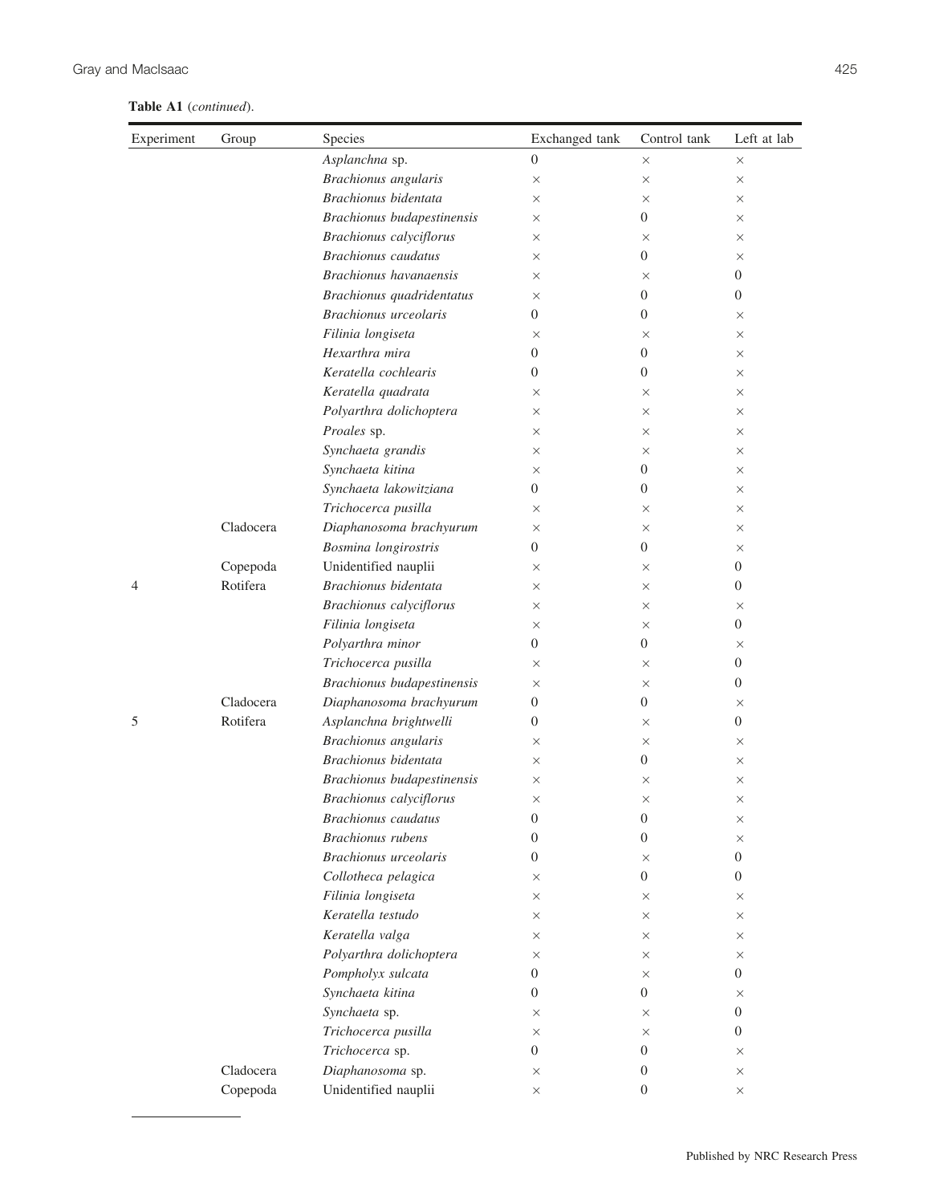**Table A1** (*continued*).

| Experiment | Group | Species | Exchanged tank | Control tank | Left at lab |
|---|---|---|---|---|---|
| | | *Asplanchna* sp. | 0 | × | × |
| | | *Brachionus angularis* | × | × | × |
| | | *Brachionus bidentata* | × | × | × |
| | | *Brachionus budapestinensis* | × | 0 | × |
| | | *Brachionus calyciflorus* | × | × | × |
| | | *Brachionus caudatus* | × | 0 | × |
| | | *Brachionus havanaensis* | × | × | 0 |
| | | *Brachionus quadridentatus* | × | 0 | 0 |
| | | *Brachionus urceolaris* | 0 | 0 | × |
| | | *Filinia longiseta* | × | × | × |
| | | *Hexarthra mira* | 0 | 0 | × |
| | | *Keratella cochlearis* | 0 | 0 | × |
| | | *Keratella quadrata* | × | × | × |
| | | *Polyarthra dolichoptera* | × | × | × |
| | | *Proales* sp. | × | × | × |
| | | *Synchaeta grandis* | × | × | × |
| | | *Synchaeta kitina* | × | 0 | × |
| | | *Synchaeta lakowitziana* | 0 | 0 | × |
| | | *Trichocerca pusilla* | × | × | × |
| | Cladocera | *Diaphanosoma brachyurum* | × | × | × |
| | | *Bosmina longirostris* | 0 | 0 | × |
| | Copepoda | Unidentified nauplii | × | × | 0 |
| 4 | Rotifera | *Brachionus bidentata* | × | × | 0 |
| | | *Brachionus calyciflorus* | × | × | × |
| | | *Filinia longiseta* | × | × | 0 |
| | | *Polyarthra minor* | 0 | 0 | × |
| | | *Trichocerca pusilla* | × | × | 0 |
| | | *Brachionus budapestinensis* | × | × | 0 |
| | Cladocera | *Diaphanosoma brachyurum* | 0 | 0 | × |
| 5 | Rotifera | *Asplanchna brightwelli* | 0 | × | 0 |
| | | *Brachionus angularis* | × | × | × |
| | | *Brachionus bidentata* | × | 0 | × |
| | | *Brachionus budapestinensis* | × | × | × |
| | | *Brachionus calyciflorus* | × | × | × |
| | | *Brachionus caudatus* | 0 | 0 | × |
| | | *Brachionus rubens* | 0 | 0 | × |
| | | *Brachionus urceolaris* | 0 | × | 0 |
| | | *Collotheca pelagica* | × | 0 | 0 |
| | | *Filinia longiseta* | × | × | × |
| | | *Keratella testudo* | × | × | × |
| | | *Keratella valga* | × | × | × |
| | | *Polyarthra dolichoptera* | × | × | × |
| | | *Pompholyx sulcata* | 0 | × | 0 |
| | | *Synchaeta kitina* | 0 | 0 | × |
| | | *Synchaeta* sp. | × | × | 0 |
| | | *Trichocerca pusilla* | × | × | 0 |
| | | *Trichocerca* sp. | 0 | 0 | × |
| | Cladocera | *Diaphanosoma* sp. | × | 0 | × |
| | Copepoda | Unidentified nauplii | × | 0 | × |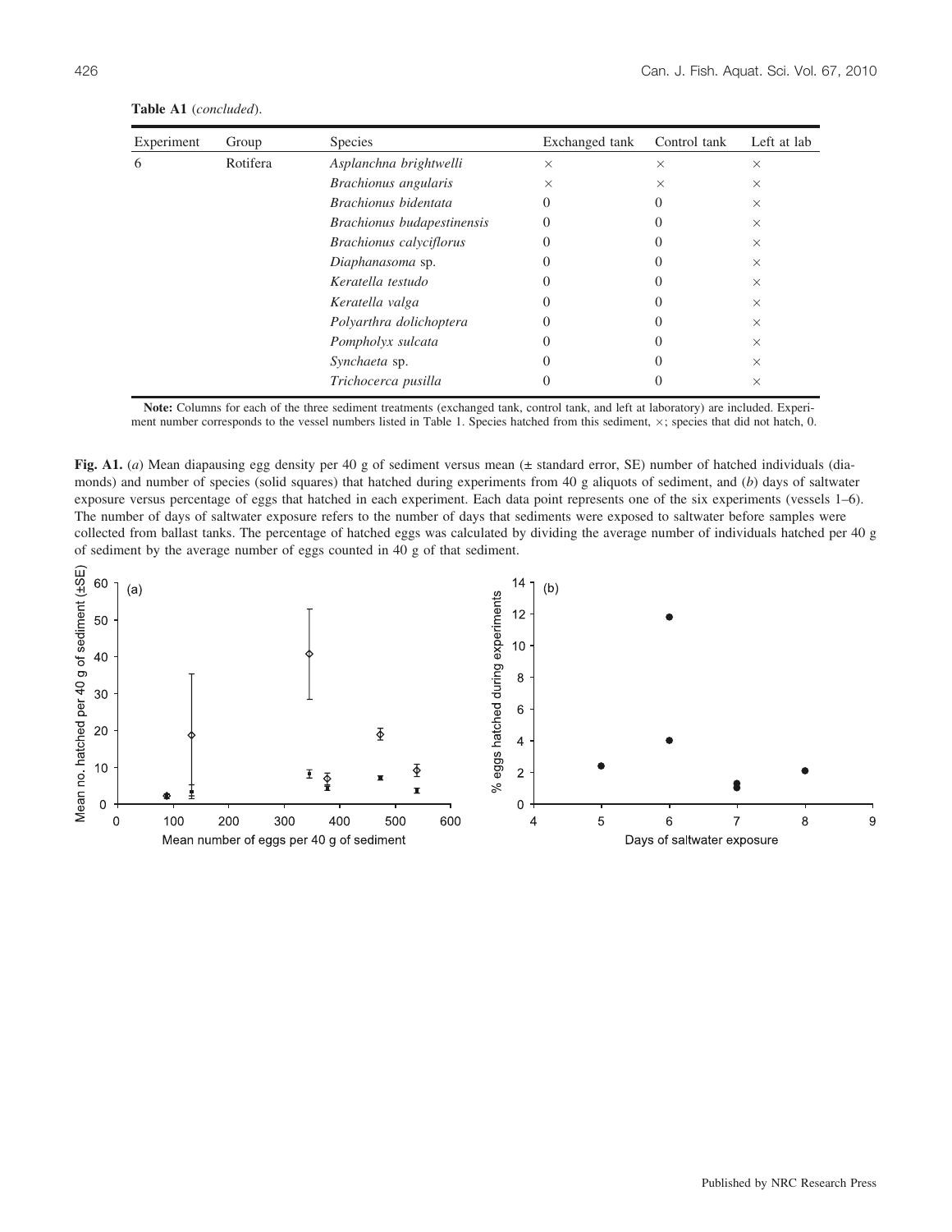**Table A1** (*concluded*).

| Experiment | Group | Species | Exchanged tank | Control tank | Left at lab |
|---|---|---|---|---|---|
| 6 | Rotifera | *Asplanchna brightwelli* | × | × | × |
| | | *Brachionus angularis* | × | × | × |
| | | *Brachionus bidentata* | 0 | 0 | × |
| | | *Brachionus budapestinensis* | 0 | 0 | × |
| | | *Brachionus calyciflorus* | 0 | 0 | × |
| | | *Diaphanasoma* sp. | 0 | 0 | × |
| | | *Keratella testudo* | 0 | 0 | × |
| | | *Keratella valga* | 0 | 0 | × |
| | | *Polyarthra dolichoptera* | 0 | 0 | × |
| | | *Pompholyx sulcata* | 0 | 0 | × |
| | | *Synchaeta* sp. | 0 | 0 | × |
| | | *Trichocerca pusilla* | 0 | 0 | × |

**Note:** Columns for each of the three sediment treatments (exchanged tank, control tank, and left at laboratory) are included. Experiment number corresponds to the vessel numbers listed in Table 1. Species hatched from this sediment, ×; species that did not hatch, 0.

**Fig. A1.** (*a*) Mean diapausing egg density per 40 g of sediment versus mean (± standard error, SE) number of hatched individuals (diamonds) and number of species (solid squares) that hatched during experiments from 40 g aliquots of sediment, and (*b*) days of saltwater exposure versus percentage of eggs that hatched in each experiment. Each data point represents one of the six experiments (vessels 1–6). The number of days of saltwater exposure refers to the number of days that sediments were exposed to saltwater before samples were collected from ballast tanks. The percentage of hatched eggs was calculated by dividing the average number of individuals hatched per 40 g of sediment by the average number of eggs counted in 40 g of that sediment.

(a)

Mean no. hatched per 40 g of sediment (±SE)

60
50
40
30
20
10
0

0 100 200 300 400 500 600

Mean number of eggs per 40 g of sediment

(b)

% eggs hatched during experiments

14
12
10
8
6
4
2
0

4 5 6 7 8 9

Days of saltwater exposure